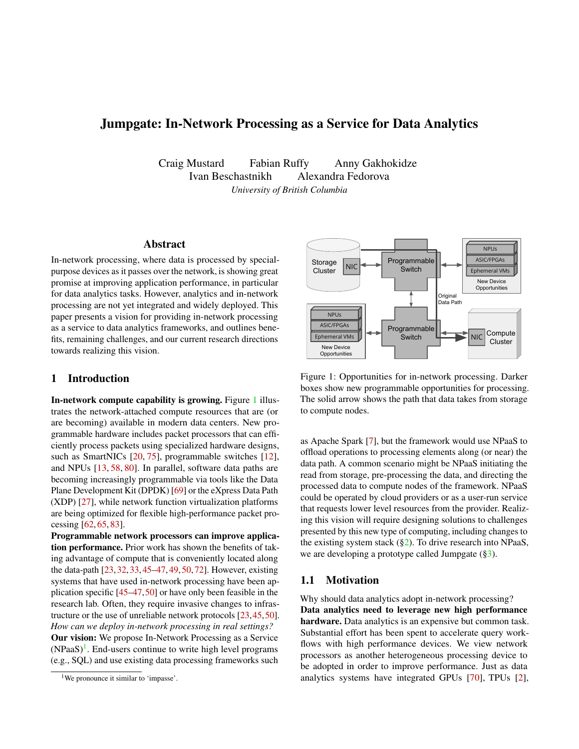# Jumpgate: In-Network Processing as a Service for Data Analytics

Craig Mustard  Fabian Ruffy  Anny Gakhokidze  
Ivan Beschastnikh  Alexandra Fedorova  
*University of British Columbia*

## Abstract

In-network processing, where data is processed by special-purpose devices as it passes over the network, is showing great promise at improving application performance, in particular for data analytics tasks. However, analytics and in-network processing are not yet integrated and widely deployed. This paper presents a vision for providing in-network processing as a service to data analytics frameworks, and outlines benefits, remaining challenges, and our current research directions towards realizing this vision.

## 1 Introduction

**In-network compute capability is growing.** Figure 1 illustrates the network-attached compute resources that are (or are becoming) available in modern data centers. New programmable hardware includes packet processors that can efficiently process packets using specialized hardware designs, such as SmartNICs [20, 75], programmable switches [12], and NPUs [13, 58, 80]. In parallel, software data paths are becoming increasingly programmable via tools like the Data Plane Development Kit (DPDK) [69] or the eXpress Data Path (XDP) [27], while network function virtualization platforms are being optimized for flexible high-performance packet processing [62, 65, 83].

**Programmable network processors can improve application performance.** Prior work has shown the benefits of taking advantage of compute that is conveniently located along the data-path [23, 32, 33, 45–47, 49, 50, 72]. However, existing systems that have used in-network processing have been application specific [45–47, 50] or have only been feasible in the research lab. Often, they require invasive changes to infrastructure or the use of unreliable network protocols [23, 45, 50]. *How can we deploy in-network processing in real settings?*

**Our vision:** We propose In-Network Processing as a Service (NPaaS)[1]. End-users continue to write high level programs (e.g., SQL) and use existing data processing frameworks such as Apache Spark [7], but the framework would use NPaaS to offload operations to processing elements along (or near) the data path. A common scenario might be NPaaS initiating the read from storage, pre-processing the data, and directing the processed data to compute nodes of the framework. NPaaS could be operated by cloud providers or as a user-run service that requests lower level resources from the provider. Realizing this vision will require designing solutions to challenges presented by this new type of computing, including changes to the existing system stack (§2). To drive research into NPaaS, we are developing a prototype called Jumpgate (§3).

[1] We pronounce it similar to 'impasse'.

Figure 1: Opportunities for in-network processing. Darker boxes show new programmable opportunities for processing. The solid arrow shows the path that data takes from storage to compute nodes.

### 1.1 Motivation

Why should data analytics adopt in-network processing?

**Data analytics need to leverage new high performance hardware.** Data analytics is an expensive but common task. Substantial effort has been spent to accelerate query workflows with high performance devices. We view network processors as another heterogeneous processing device to be adopted in order to improve performance. Just as data analytics systems have integrated GPUs [70], TPUs [2],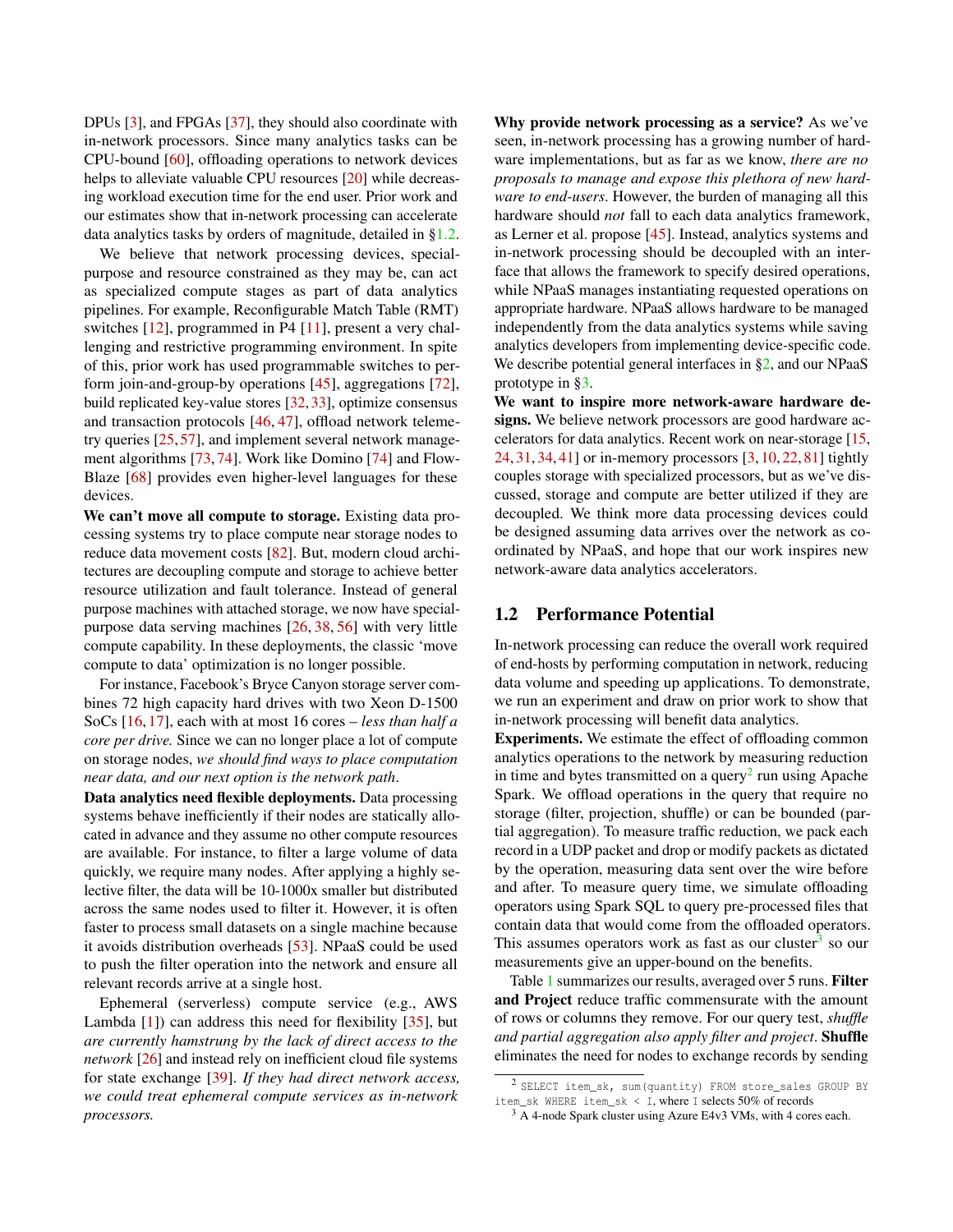DPUs [3], and FPGAs [37], they should also coordinate with in-network processors. Since many analytics tasks can be CPU-bound [60], offloading operations to network devices helps to alleviate valuable CPU resources [20] while decreasing workload execution time for the end user. Prior work and our estimates show that in-network processing can accelerate data analytics tasks by orders of magnitude, detailed in §1.2.

We believe that network processing devices, special-purpose and resource constrained as they may be, can act as specialized compute stages as part of data analytics pipelines. For example, Reconfigurable Match Table (RMT) switches [12], programmed in P4 [11], present a very challenging and restrictive programming environment. In spite of this, prior work has used programmable switches to perform join-and-group-by operations [45], aggregations [72], build replicated key-value stores [32, 33], optimize consensus and transaction protocols [46, 47], offload network telemetry queries [25, 57], and implement several network management algorithms [73, 74]. Work like Domino [74] and FlowBlaze [68] provides even higher-level languages for these devices.

**We can't move all compute to storage.** Existing data processing systems try to place compute near storage nodes to reduce data movement costs [82]. But, modern cloud architectures are decoupling compute and storage to achieve better resource utilization and fault tolerance. Instead of general purpose machines with attached storage, we now have special-purpose data serving machines [26, 38, 56] with very little compute capability. In these deployments, the classic 'move compute to data' optimization is no longer possible.

For instance, Facebook's Bryce Canyon storage server combines 72 high capacity hard drives with two Xeon D-1500 SoCs [16, 17], each with at most 16 cores – *less than half a core per drive.* Since we can no longer place a lot of compute on storage nodes, *we should find ways to place computation near data, and our next option is the network path*.

**Data analytics need flexible deployments.** Data processing systems behave inefficiently if their nodes are statically allocated in advance and they assume no other compute resources are available. For instance, to filter a large volume of data quickly, we require many nodes. After applying a highly selective filter, the data will be 10-1000x smaller but distributed across the same nodes used to filter it. However, it is often faster to process small datasets on a single machine because it avoids distribution overheads [53]. NPaaS could be used to push the filter operation into the network and ensure all relevant records arrive at a single host.

Ephemeral (serverless) compute service (e.g., AWS Lambda [1]) can address this need for flexibility [35], but *are currently hamstrung by the lack of direct access to the network* [26] and instead rely on inefficient cloud file systems for state exchange [39]. *If they had direct network access, we could treat ephemeral compute services as in-network processors.*

**Why provide network processing as a service?** As we've seen, in-network processing has a growing number of hardware implementations, but as far as we know, *there are no proposals to manage and expose this plethora of new hardware to end-users*. However, the burden of managing all this hardware should *not* fall to each data analytics framework, as Lerner et al. propose [45]. Instead, analytics systems and in-network processing should be decoupled with an interface that allows the framework to specify desired operations, while NPaaS manages instantiating requested operations on appropriate hardware. NPaaS allows hardware to be managed independently from the data analytics systems while saving analytics developers from implementing device-specific code. We describe potential general interfaces in §2, and our NPaaS prototype in §3.

**We want to inspire more network-aware hardware designs.** We believe network processors are good hardware accelerators for data analytics. Recent work on near-storage [15, 24, 31, 34, 41] or in-memory processors [3, 10, 22, 81] tightly couples storage with specialized processors, but as we've discussed, storage and compute are better utilized if they are decoupled. We think more data processing devices could be designed assuming data arrives over the network as coordinated by NPaaS, and hope that our work inspires new network-aware data analytics accelerators.

## 1.2 Performance Potential

In-network processing can reduce the overall work required of end-hosts by performing computation in network, reducing data volume and speeding up applications. To demonstrate, we run an experiment and draw on prior work to show that in-network processing will benefit data analytics.

**Experiments.** We estimate the effect of offloading common analytics operations to the network by measuring reduction in time and bytes transmitted on a query[2] run using Apache Spark. We offload operations in the query that require no storage (filter, projection, shuffle) or can be bounded (partial aggregation). To measure traffic reduction, we pack each record in a UDP packet and drop or modify packets as dictated by the operation, measuring data sent over the wire before and after. To measure query time, we simulate offloading operators using Spark SQL to query pre-processed files that contain data that would come from the offloaded operators. This assumes operators work as fast as our cluster[3] so our measurements give an upper-bound on the benefits.

Table 1 summarizes our results, averaged over 5 runs. **Filter and Project** reduce traffic commensurate with the amount of rows or columns they remove. For our query test, *shuffle and partial aggregation also apply filter and project*. **Shuffle** eliminates the need for nodes to exchange records by sending

---

[2] `SELECT item_sk, sum(quantity) FROM store_sales GROUP BY item_sk WHERE item_sk < I`, where `I` selects 50% of records

[3] A 4-node Spark cluster using Azure E4v3 VMs, with 4 cores each.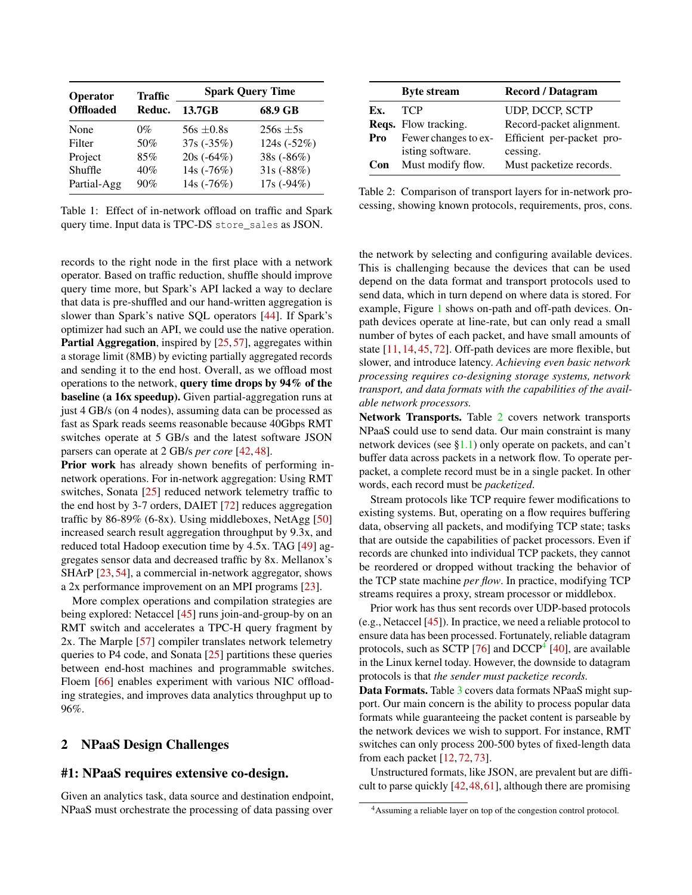| Operator Offloaded | Traffic Reduc. | Spark Query Time | |
|---|---|---|---|
| | | 13.7GB | 68.9 GB |
| None | 0% | 56s ±0.8s | 256s ±5s |
| Filter | 50% | 37s (-35%) | 124s (-52%) |
| Project | 85% | 20s (-64%) | 38s (-86%) |
| Shuffle | 40% | 14s (-76%) | 31s (-88%) |
| Partial-Agg | 90% | 14s (-76%) | 17s (-94%) |

Table 1: Effect of in-network offload on traffic and Spark query time. Input data is TPC-DS `store_sales` as JSON.

records to the right node in the first place with a network operator. Based on traffic reduction, shuffle should improve query time more, but Spark's API lacked a way to declare that data is pre-shuffled and our hand-written aggregation is slower than Spark's native SQL operators [44]. If Spark's optimizer had such an API, we could use the native operation. **Partial Aggregation**, inspired by [25, 57], aggregates within a storage limit (8MB) by evicting partially aggregated records and sending it to the end host. Overall, as we offload most operations to the network, **query time drops by 94% of the baseline (a 16x speedup).** Given partial-aggregation runs at just 4 GB/s (on 4 nodes), assuming data can be processed as fast as Spark reads seems reasonable because 40Gbps RMT switches operate at 5 GB/s and the latest software JSON parsers can operate at 2 GB/s *per core* [42, 48].

**Prior work** has already shown benefits of performing in-network operations. For in-network aggregation: Using RMT switches, Sonata [25] reduced network telemetry traffic to the end host by 3-7 orders, DAIET [72] reduces aggregation traffic by 86-89% (6-8x). Using middleboxes, NetAgg [50] increased search result aggregation throughput by 9.3x, and reduced total Hadoop execution time by 4.5x. TAG [49] aggregates sensor data and decreased traffic by 8x. Mellanox's SHArP [23, 54], a commercial in-network aggregator, shows a 2x performance improvement on an MPI programs [23].

More complex operations and compilation strategies are being explored: Netaccel [45] runs join-and-group-by on an RMT switch and accelerates a TPC-H query fragment by 2x. The Marple [57] compiler translates network telemetry queries to P4 code, and Sonata [25] partitions these queries between end-host machines and programmable switches. Floem [66] enables experiment with various NIC offloading strategies, and improves data analytics throughput up to 96%.

## 2 NPaaS Design Challenges

### #1: NPaaS requires extensive co-design.

Given an analytics task, data source and destination endpoint, NPaaS must orchestrate the processing of data passing over the network by selecting and configuring available devices. This is challenging because the devices that can be used depend on the data format and transport protocols used to send data, which in turn depend on where data is stored. For example, Figure 1 shows on-path and off-path devices. On-path devices operate at line-rate, but can only read a small number of bytes of each packet, and have small amounts of state [11, 14, 45, 72]. Off-path devices are more flexible, but slower, and introduce latency. *Achieving even basic network processing requires co-designing storage systems, network transport, and data formats with the capabilities of the available network processors.*

| | Byte stream | Record / Datagram |
|---|---|---|
| **Ex.** | TCP | UDP, DCCP, SCTP |
| **Reqs.** | Flow tracking. | Record-packet alignment. |
| **Pro** | Fewer changes to existing software. | Efficient per-packet processing. |
| **Con** | Must modify flow. | Must packetize records. |

Table 2: Comparison of transport layers for in-network processing, showing known protocols, requirements, pros, cons.

**Network Transports.** Table 2 covers network transports NPaaS could use to send data. Our main constraint is many network devices (see §1.1) only operate on packets, and can't buffer data across packets in a network flow. To operate per-packet, a complete record must be in a single packet. In other words, each record must be *packetized*.

Stream protocols like TCP require fewer modifications to existing systems. But, operating on a flow requires buffering data, observing all packets, and modifying TCP state; tasks that are outside the capabilities of packet processors. Even if records are chunked into individual TCP packets, they cannot be reordered or dropped without tracking the behavior of the TCP state machine *per flow*. In practice, modifying TCP streams requires a proxy, stream processor or middlebox.

Prior work has thus sent records over UDP-based protocols (e.g., Netaccel [45]). In practice, we need a reliable protocol to ensure data has been processed. Fortunately, reliable datagram protocols, such as SCTP [76] and DCCP[4] [40], are available in the Linux kernel today. However, the downside to datagram protocols is that *the sender must packetize records.*

**Data Formats.** Table 3 covers data formats NPaaS might support. Our main concern is the ability to process popular data formats while guaranteeing the packet content is parseable by the network devices we wish to support. For instance, RMT switches can only process 200-500 bytes of fixed-length data from each packet [12, 72, 73].

Unstructured formats, like JSON, are prevalent but are difficult to parse quickly [42, 48, 61], although there are promising

[4] Assuming a reliable layer on top of the congestion control protocol.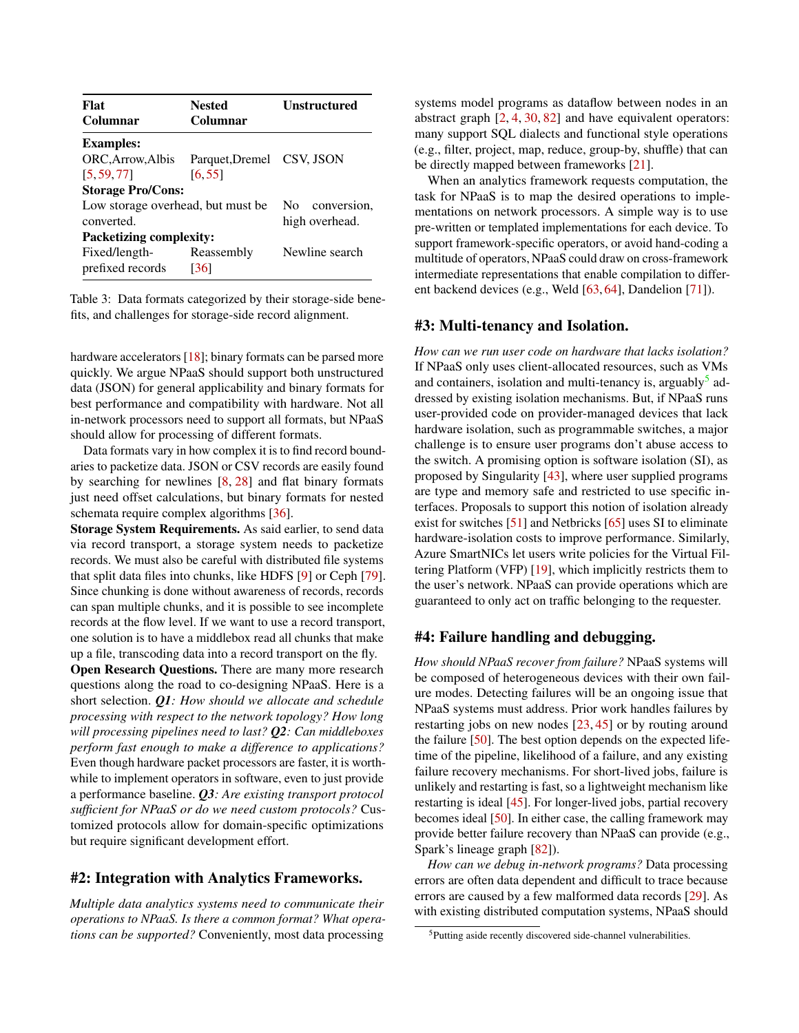| Flat Columnar | Nested Columnar | Unstructured |
|---|---|---|
| **Examples:** | | |
| ORC,Arrow,Albis [5, 59, 77] | Parquet,Dremel [6, 55] | CSV, JSON |
| **Storage Pro/Cons:** | | |
| Low storage overhead, but must be converted. | | No conversion, high overhead. |
| **Packetizing complexity:** | | |
| Fixed/length-prefixed records | Reassembly [36] | Newline search |

Table 3: Data formats categorized by their storage-side benefits, and challenges for storage-side record alignment.

hardware accelerators [18]; binary formats can be parsed more quickly. We argue NPaaS should support both unstructured data (JSON) for general applicability and binary formats for best performance and compatibility with hardware. Not all in-network processors need to support all formats, but NPaaS should allow for processing of different formats.

Data formats vary in how complex it is to find record boundaries to packetize data. JSON or CSV records are easily found by searching for newlines [8, 28] and flat binary formats just need offset calculations, but binary formats for nested schemata require complex algorithms [36].

**Storage System Requirements.** As said earlier, to send data via record transport, a storage system needs to packetize records. We must also be careful with distributed file systems that split data files into chunks, like HDFS [9] or Ceph [79]. Since chunking is done without awareness of records, records can span multiple chunks, and it is possible to see incomplete records at the flow level. If we want to use a record transport, one solution is to have a middlebox read all chunks that make up a file, transcoding data into a record transport on the fly.

**Open Research Questions.** There are many more research questions along the road to co-designing NPaaS. Here is a short selection. ***Q1****: How should we allocate and schedule processing with respect to the network topology? How long will processing pipelines need to last?* ***Q2****: Can middleboxes perform fast enough to make a difference to applications?* Even though hardware packet processors are faster, it is worthwhile to implement operators in software, even to just provide a performance baseline. ***Q3****: Are existing transport protocol sufficient for NPaaS or do we need custom protocols?* Customized protocols allow for domain-specific optimizations but require significant development effort.

## #2: Integration with Analytics Frameworks.

*Multiple data analytics systems need to communicate their operations to NPaaS. Is there a common format? What operations can be supported?* Conveniently, most data processing systems model programs as dataflow between nodes in an abstract graph [2, 4, 30, 82] and have equivalent operators: many support SQL dialects and functional style operations (e.g., filter, project, map, reduce, group-by, shuffle) that can be directly mapped between frameworks [21].

When an analytics framework requests computation, the task for NPaaS is to map the desired operations to implementations on network processors. A simple way is to use pre-written or templated implementations for each device. To support framework-specific operators, or avoid hand-coding a multitude of operators, NPaaS could draw on cross-framework intermediate representations that enable compilation to different backend devices (e.g., Weld [63, 64], Dandelion [71]).

## #3: Multi-tenancy and Isolation.

*How can we run user code on hardware that lacks isolation?* If NPaaS only uses client-allocated resources, such as VMs and containers, isolation and multi-tenancy is, arguably[5] addressed by existing isolation mechanisms. But, if NPaaS runs user-provided code on provider-managed devices that lack hardware isolation, such as programmable switches, a major challenge is to ensure user programs don't abuse access to the switch. A promising option is software isolation (SI), as proposed by Singularity [43], where user supplied programs are type and memory safe and restricted to use specific interfaces. Proposals to support this notion of isolation already exist for switches [51] and Netbricks [65] uses SI to eliminate hardware-isolation costs to improve performance. Similarly, Azure SmartNICs let users write policies for the Virtual Filtering Platform (VFP) [19], which implicitly restricts them to the user's network. NPaaS can provide operations which are guaranteed to only act on traffic belonging to the requester.

## #4: Failure handling and debugging.

*How should NPaaS recover from failure?* NPaaS systems will be composed of heterogeneous devices with their own failure modes. Detecting failures will be an ongoing issue that NPaaS systems must address. Prior work handles failures by restarting jobs on new nodes [23, 45] or by routing around the failure [50]. The best option depends on the expected lifetime of the pipeline, likelihood of a failure, and any existing failure recovery mechanisms. For short-lived jobs, failure is unlikely and restarting is fast, so a lightweight mechanism like restarting is ideal [45]. For longer-lived jobs, partial recovery becomes ideal [50]. In either case, the calling framework may provide better failure recovery than NPaaS can provide (e.g., Spark's lineage graph [82]).

*How can we debug in-network programs?* Data processing errors are often data dependent and difficult to trace because errors are caused by a few malformed data records [29]. As with existing distributed computation systems, NPaaS should

[5] Putting aside recently discovered side-channel vulnerabilities.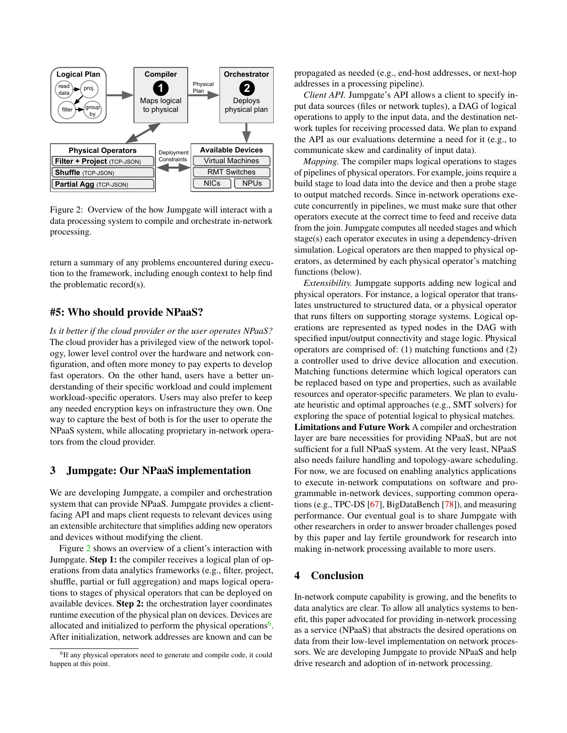Figure 2: Overview of the how Jumpgate will interact with a data processing system to compile and orchestrate in-network processing.

return a summary of any problems encountered during execution to the framework, including enough context to help find the problematic record(s).

## #5: Who should provide NPaaS?

*Is it better if the cloud provider or the user operates NPaaS?* The cloud provider has a privileged view of the network topology, lower level control over the hardware and network configuration, and often more money to pay experts to develop fast operators. On the other hand, users have a better understanding of their specific workload and could implement workload-specific operators. Users may also prefer to keep any needed encryption keys on infrastructure they own. One way to capture the best of both is for the user to operate the NPaaS system, while allocating proprietary in-network operators from the cloud provider.

# 3 Jumpgate: Our NPaaS implementation

We are developing Jumpgate, a compiler and orchestration system that can provide NPaaS. Jumpgate provides a client-facing API and maps client requests to relevant devices using an extensible architecture that simplifies adding new operators and devices without modifying the client.

Figure 2 shows an overview of a client's interaction with Jumpgate. **Step 1:** the compiler receives a logical plan of operations from data analytics frameworks (e.g., filter, project, shuffle, partial or full aggregation) and maps logical operations to stages of physical operators that can be deployed on available devices. **Step 2:** the orchestration layer coordinates runtime execution of the physical plan on devices. Devices are allocated and initialized to perform the physical operations[6]. After initialization, network addresses are known and can be propagated as needed (e.g., end-host addresses, or next-hop addresses in a processing pipeline).

*Client API.* Jumpgate's API allows a client to specify input data sources (files or network tuples), a DAG of logical operations to apply to the input data, and the destination network tuples for receiving processed data. We plan to expand the API as our evaluations determine a need for it (e.g., to communicate skew and cardinality of input data).

*Mapping.* The compiler maps logical operations to stages of pipelines of physical operators. For example, joins require a build stage to load data into the device and then a probe stage to output matched records. Since in-network operations execute concurrently in pipelines, we must make sure that other operators execute at the correct time to feed and receive data from the join. Jumpgate computes all needed stages and which stage(s) each operator executes in using a dependency-driven simulation. Logical operators are then mapped to physical operators, as determined by each physical operator's matching functions (below).

*Extensibility.* Jumpgate supports adding new logical and physical operators. For instance, a logical operator that translates unstructured to structured data, or a physical operator that runs filters on supporting storage systems. Logical operations are represented as typed nodes in the DAG with specified input/output connectivity and stage logic. Physical operators are comprised of: (1) matching functions and (2) a controller used to drive device allocation and execution. Matching functions determine which logical operators can be replaced based on type and properties, such as available resources and operator-specific parameters. We plan to evaluate heuristic and optimal approaches (e.g., SMT solvers) for exploring the space of potential logical to physical matches.

**Limitations and Future Work** A compiler and orchestration layer are bare necessities for providing NPaaS, but are not sufficient for a full NPaaS system. At the very least, NPaaS also needs failure handling and topology-aware scheduling. For now, we are focused on enabling analytics applications to execute in-network computations on software and programmable in-network devices, supporting common operations (e.g., TPC-DS [67], BigDataBench [78]), and measuring performance. Our eventual goal is to share Jumpgate with other researchers in order to answer broader challenges posed by this paper and lay fertile groundwork for research into making in-network processing available to more users.

# 4 Conclusion

In-network compute capability is growing, and the benefits to data analytics are clear. To allow all analytics systems to benefit, this paper advocated for providing in-network processing as a service (NPaaS) that abstracts the desired operations on data from their low-level implementation on network processors. We are developing Jumpgate to provide NPaaS and help drive research and adoption of in-network processing.

[6] If any physical operators need to generate and compile code, it could happen at this point.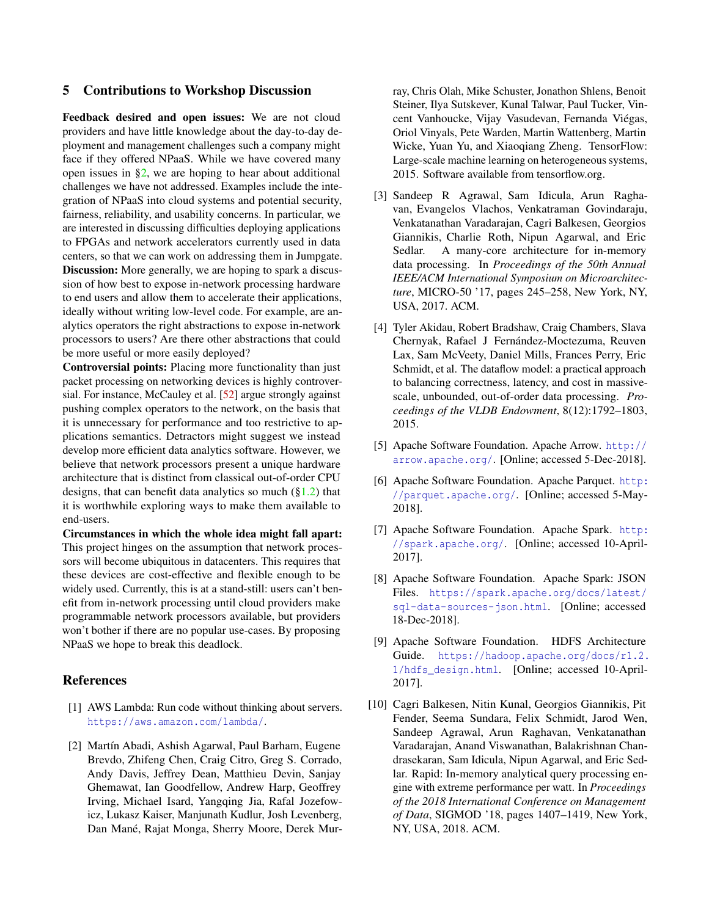## 5 Contributions to Workshop Discussion

**Feedback desired and open issues:** We are not cloud providers and have little knowledge about the day-to-day deployment and management challenges such a company might face if they offered NPaaS. While we have covered many open issues in §2, we are hoping to hear about additional challenges we have not addressed. Examples include the integration of NPaaS into cloud systems and potential security, fairness, reliability, and usability concerns. In particular, we are interested in discussing difficulties deploying applications to FPGAs and network accelerators currently used in data centers, so that we can work on addressing them in Jumpgate.

**Discussion:** More generally, we are hoping to spark a discussion of how best to expose in-network processing hardware to end users and allow them to accelerate their applications, ideally without writing low-level code. For example, are analytics operators the right abstractions to expose in-network processors to users? Are there other abstractions that could be more useful or more easily deployed?

**Controversial points:** Placing more functionality than just packet processing on networking devices is highly controversial. For instance, McCauley et al. [52] argue strongly against pushing complex operators to the network, on the basis that it is unnecessary for performance and too restrictive to applications semantics. Detractors might suggest we instead develop more efficient data analytics software. However, we believe that network processors present a unique hardware architecture that is distinct from classical out-of-order CPU designs, that can benefit data analytics so much (§1.2) that it is worthwhile exploring ways to make them available to end-users.

**Circumstances in which the whole idea might fall apart:** This project hinges on the assumption that network processors will become ubiquitous in datacenters. This requires that these devices are cost-effective and flexible enough to be widely used. Currently, this is at a stand-still: users can't benefit from in-network processing until cloud providers make programmable network processors available, but providers won't bother if there are no popular use-cases. By proposing NPaaS we hope to break this deadlock.

## References

[1] AWS Lambda: Run code without thinking about servers. https://aws.amazon.com/lambda/.

[2] Martín Abadi, Ashish Agarwal, Paul Barham, Eugene Brevdo, Zhifeng Chen, Craig Citro, Greg S. Corrado, Andy Davis, Jeffrey Dean, Matthieu Devin, Sanjay Ghemawat, Ian Goodfellow, Andrew Harp, Geoffrey Irving, Michael Isard, Yangqing Jia, Rafal Jozefowicz, Lukasz Kaiser, Manjunath Kudlur, Josh Levenberg, Dan Mané, Rajat Monga, Sherry Moore, Derek Murray, Chris Olah, Mike Schuster, Jonathon Shlens, Benoit Steiner, Ilya Sutskever, Kunal Talwar, Paul Tucker, Vincent Vanhoucke, Vijay Vasudevan, Fernanda Viégas, Oriol Vinyals, Pete Warden, Martin Wattenberg, Martin Wicke, Yuan Yu, and Xiaoqiang Zheng. TensorFlow: Large-scale machine learning on heterogeneous systems, 2015. Software available from tensorflow.org.

[3] Sandeep R Agrawal, Sam Idicula, Arun Raghavan, Evangelos Vlachos, Venkatraman Govindaraju, Venkatanathan Varadarajan, Cagri Balkesen, Georgios Giannikis, Charlie Roth, Nipun Agarwal, and Eric Sedlar. A many-core architecture for in-memory data processing. In *Proceedings of the 50th Annual IEEE/ACM International Symposium on Microarchitecture*, MICRO-50 '17, pages 245–258, New York, NY, USA, 2017. ACM.

[4] Tyler Akidau, Robert Bradshaw, Craig Chambers, Slava Chernyak, Rafael J Fernández-Moctezuma, Reuven Lax, Sam McVeety, Daniel Mills, Frances Perry, Eric Schmidt, et al. The dataflow model: a practical approach to balancing correctness, latency, and cost in massive-scale, unbounded, out-of-order data processing. *Proceedings of the VLDB Endowment*, 8(12):1792–1803, 2015.

[5] Apache Software Foundation. Apache Arrow. http://arrow.apache.org/. [Online; accessed 5-Dec-2018].

[6] Apache Software Foundation. Apache Parquet. http://parquet.apache.org/. [Online; accessed 5-May-2018].

[7] Apache Software Foundation. Apache Spark. http://spark.apache.org/. [Online; accessed 10-April-2017].

[8] Apache Software Foundation. Apache Spark: JSON Files. https://spark.apache.org/docs/latest/sql-data-sources-json.html. [Online; accessed 18-Dec-2018].

[9] Apache Software Foundation. HDFS Architecture Guide. https://hadoop.apache.org/docs/r1.2.1/hdfs_design.html. [Online; accessed 10-April-2017].

[10] Cagri Balkesen, Nitin Kunal, Georgios Giannikis, Pit Fender, Seema Sundara, Felix Schmidt, Jarod Wen, Sandeep Agrawal, Arun Raghavan, Venkatanathan Varadarajan, Anand Viswanathan, Balakrishnan Chandrasekaran, Sam Idicula, Nipun Agarwal, and Eric Sedlar. Rapid: In-memory analytical query processing engine with extreme performance per watt. In *Proceedings of the 2018 International Conference on Management of Data*, SIGMOD '18, pages 1407–1419, New York, NY, USA, 2018. ACM.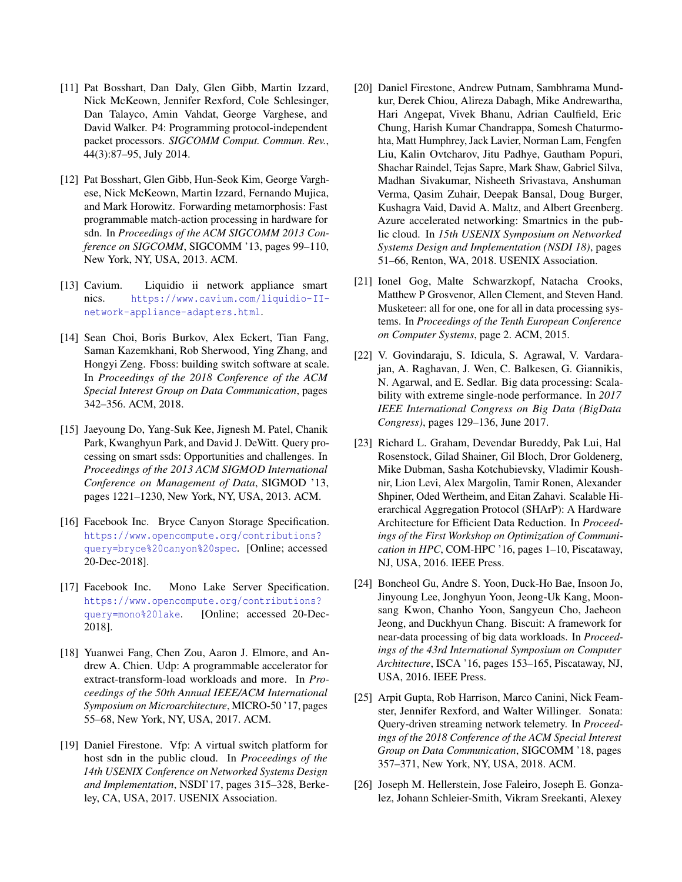[11] Pat Bosshart, Dan Daly, Glen Gibb, Martin Izzard, Nick McKeown, Jennifer Rexford, Cole Schlesinger, Dan Talayco, Amin Vahdat, George Varghese, and David Walker. P4: Programming protocol-independent packet processors. *SIGCOMM Comput. Commun. Rev.*, 44(3):87–95, July 2014.

[12] Pat Bosshart, Glen Gibb, Hun-Seok Kim, George Varghese, Nick McKeown, Martin Izzard, Fernando Mujica, and Mark Horowitz. Forwarding metamorphosis: Fast programmable match-action processing in hardware for sdn. In *Proceedings of the ACM SIGCOMM 2013 Conference on SIGCOMM*, SIGCOMM '13, pages 99–110, New York, NY, USA, 2013. ACM.

[13] Cavium. Liquidio ii network appliance smart nics. https://www.cavium.com/liquidio-II-network-appliance-adapters.html.

[14] Sean Choi, Boris Burkov, Alex Eckert, Tian Fang, Saman Kazemkhani, Rob Sherwood, Ying Zhang, and Hongyi Zeng. Fboss: building switch software at scale. In *Proceedings of the 2018 Conference of the ACM Special Interest Group on Data Communication*, pages 342–356. ACM, 2018.

[15] Jaeyoung Do, Yang-Suk Kee, Jignesh M. Patel, Chanik Park, Kwanghyun Park, and David J. DeWitt. Query processing on smart ssds: Opportunities and challenges. In *Proceedings of the 2013 ACM SIGMOD International Conference on Management of Data*, SIGMOD '13, pages 1221–1230, New York, NY, USA, 2013. ACM.

[16] Facebook Inc. Bryce Canyon Storage Specification. https://www.opencompute.org/contributions?query=bryce%20canyon%20spec. [Online; accessed 20-Dec-2018].

[17] Facebook Inc. Mono Lake Server Specification. https://www.opencompute.org/contributions?query=mono%20lake. [Online; accessed 20-Dec-2018].

[18] Yuanwei Fang, Chen Zou, Aaron J. Elmore, and Andrew A. Chien. Udp: A programmable accelerator for extract-transform-load workloads and more. In *Proceedings of the 50th Annual IEEE/ACM International Symposium on Microarchitecture*, MICRO-50 '17, pages 55–68, New York, NY, USA, 2017. ACM.

[19] Daniel Firestone. Vfp: A virtual switch platform for host sdn in the public cloud. In *Proceedings of the 14th USENIX Conference on Networked Systems Design and Implementation*, NSDI'17, pages 315–328, Berkeley, CA, USA, 2017. USENIX Association.

[20] Daniel Firestone, Andrew Putnam, Sambhrama Mundkur, Derek Chiou, Alireza Dabagh, Mike Andrewartha, Hari Angepat, Vivek Bhanu, Adrian Caulfield, Eric Chung, Harish Kumar Chandrappa, Somesh Chaturmohta, Matt Humphrey, Jack Lavier, Norman Lam, Fengfen Liu, Kalin Ovtcharov, Jitu Padhye, Gautham Popuri, Shachar Raindel, Tejas Sapre, Mark Shaw, Gabriel Silva, Madhan Sivakumar, Nisheeth Srivastava, Anshuman Verma, Qasim Zuhair, Deepak Bansal, Doug Burger, Kushagra Vaid, David A. Maltz, and Albert Greenberg. Azure accelerated networking: Smartnics in the public cloud. In *15th USENIX Symposium on Networked Systems Design and Implementation (NSDI 18)*, pages 51–66, Renton, WA, 2018. USENIX Association.

[21] Ionel Gog, Malte Schwarzkopf, Natacha Crooks, Matthew P Grosvenor, Allen Clement, and Steven Hand. Musketeer: all for one, one for all in data processing systems. In *Proceedings of the Tenth European Conference on Computer Systems*, page 2. ACM, 2015.

[22] V. Govindaraju, S. Idicula, S. Agrawal, V. Vardarajan, A. Raghavan, J. Wen, C. Balkesen, G. Giannikis, N. Agarwal, and E. Sedlar. Big data processing: Scalability with extreme single-node performance. In *2017 IEEE International Congress on Big Data (BigData Congress)*, pages 129–136, June 2017.

[23] Richard L. Graham, Devendar Bureddy, Pak Lui, Hal Rosenstock, Gilad Shainer, Gil Bloch, Dror Goldenerg, Mike Dubman, Sasha Kotchubievsky, Vladimir Koushnir, Lion Levi, Alex Margolin, Tamir Ronen, Alexander Shpiner, Oded Wertheim, and Eitan Zahavi. Scalable Hierarchical Aggregation Protocol (SHArP): A Hardware Architecture for Efficient Data Reduction. In *Proceedings of the First Workshop on Optimization of Communication in HPC*, COM-HPC '16, pages 1–10, Piscataway, NJ, USA, 2016. IEEE Press.

[24] Boncheol Gu, Andre S. Yoon, Duck-Ho Bae, Insoon Jo, Jinyoung Lee, Jonghyun Yoon, Jeong-Uk Kang, Moonsang Kwon, Chanho Yoon, Sangyeun Cho, Jaeheon Jeong, and Duckhyun Chang. Biscuit: A framework for near-data processing of big data workloads. In *Proceedings of the 43rd International Symposium on Computer Architecture*, ISCA '16, pages 153–165, Piscataway, NJ, USA, 2016. IEEE Press.

[25] Arpit Gupta, Rob Harrison, Marco Canini, Nick Feamster, Jennifer Rexford, and Walter Willinger. Sonata: Query-driven streaming network telemetry. In *Proceedings of the 2018 Conference of the ACM Special Interest Group on Data Communication*, SIGCOMM '18, pages 357–371, New York, NY, USA, 2018. ACM.

[26] Joseph M. Hellerstein, Jose Faleiro, Joseph E. Gonzalez, Johann Schleier-Smith, Vikram Sreekanti, Alexey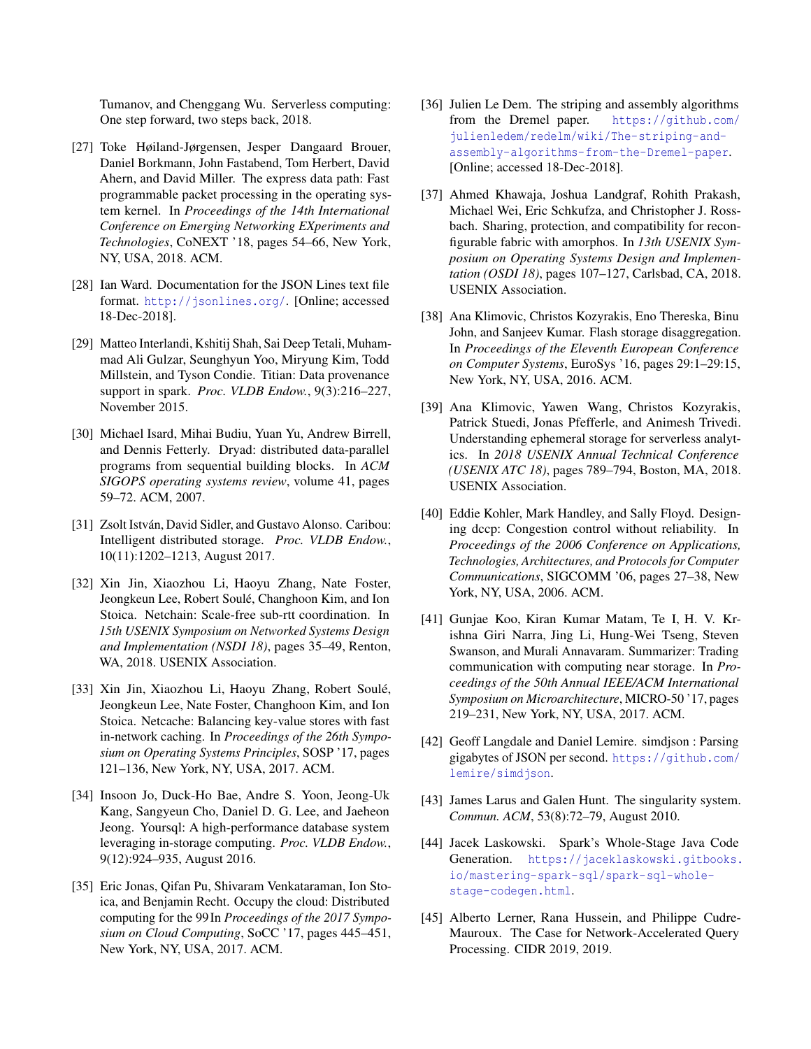Tumanov, and Chenggang Wu. Serverless computing: One step forward, two steps back, 2018.

[27] Toke Høiland-Jørgensen, Jesper Dangaard Brouer, Daniel Borkmann, John Fastabend, Tom Herbert, David Ahern, and David Miller. The express data path: Fast programmable packet processing in the operating system kernel. In *Proceedings of the 14th International Conference on Emerging Networking EXperiments and Technologies*, CoNEXT '18, pages 54–66, New York, NY, USA, 2018. ACM.

[28] Ian Ward. Documentation for the JSON Lines text file format. http://jsonlines.org/. [Online; accessed 18-Dec-2018].

[29] Matteo Interlandi, Kshitij Shah, Sai Deep Tetali, Muhammad Ali Gulzar, Seunghyun Yoo, Miryung Kim, Todd Millstein, and Tyson Condie. Titian: Data provenance support in spark. *Proc. VLDB Endow.*, 9(3):216–227, November 2015.

[30] Michael Isard, Mihai Budiu, Yuan Yu, Andrew Birrell, and Dennis Fetterly. Dryad: distributed data-parallel programs from sequential building blocks. In *ACM SIGOPS operating systems review*, volume 41, pages 59–72. ACM, 2007.

[31] Zsolt István, David Sidler, and Gustavo Alonso. Caribou: Intelligent distributed storage. *Proc. VLDB Endow.*, 10(11):1202–1213, August 2017.

[32] Xin Jin, Xiaozhou Li, Haoyu Zhang, Nate Foster, Jeongkeun Lee, Robert Soulé, Changhoon Kim, and Ion Stoica. Netchain: Scale-free sub-rtt coordination. In *15th USENIX Symposium on Networked Systems Design and Implementation (NSDI 18)*, pages 35–49, Renton, WA, 2018. USENIX Association.

[33] Xin Jin, Xiaozhou Li, Haoyu Zhang, Robert Soulé, Jeongkeun Lee, Nate Foster, Changhoon Kim, and Ion Stoica. Netcache: Balancing key-value stores with fast in-network caching. In *Proceedings of the 26th Symposium on Operating Systems Principles*, SOSP '17, pages 121–136, New York, NY, USA, 2017. ACM.

[34] Insoon Jo, Duck-Ho Bae, Andre S. Yoon, Jeong-Uk Kang, Sangyeun Cho, Daniel D. G. Lee, and Jaeheon Jeong. Yoursql: A high-performance database system leveraging in-storage computing. *Proc. VLDB Endow.*, 9(12):924–935, August 2016.

[35] Eric Jonas, Qifan Pu, Shivaram Venkataraman, Ion Stoica, and Benjamin Recht. Occupy the cloud: Distributed computing for the 99In *Proceedings of the 2017 Symposium on Cloud Computing*, SoCC '17, pages 445–451, New York, NY, USA, 2017. ACM.

[36] Julien Le Dem. The striping and assembly algorithms from the Dremel paper. https://github.com/julienledem/redelm/wiki/The-striping-and-assembly-algorithms-from-the-Dremel-paper. [Online; accessed 18-Dec-2018].

[37] Ahmed Khawaja, Joshua Landgraf, Rohith Prakash, Michael Wei, Eric Schkufza, and Christopher J. Rossbach. Sharing, protection, and compatibility for reconfigurable fabric with amorphos. In *13th USENIX Symposium on Operating Systems Design and Implementation (OSDI 18)*, pages 107–127, Carlsbad, CA, 2018. USENIX Association.

[38] Ana Klimovic, Christos Kozyrakis, Eno Thereska, Binu John, and Sanjeev Kumar. Flash storage disaggregation. In *Proceedings of the Eleventh European Conference on Computer Systems*, EuroSys '16, pages 29:1–29:15, New York, NY, USA, 2016. ACM.

[39] Ana Klimovic, Yawen Wang, Christos Kozyrakis, Patrick Stuedi, Jonas Pfefferle, and Animesh Trivedi. Understanding ephemeral storage for serverless analytics. In *2018 USENIX Annual Technical Conference (USENIX ATC 18)*, pages 789–794, Boston, MA, 2018. USENIX Association.

[40] Eddie Kohler, Mark Handley, and Sally Floyd. Designing dccp: Congestion control without reliability. In *Proceedings of the 2006 Conference on Applications, Technologies, Architectures, and Protocols for Computer Communications*, SIGCOMM '06, pages 27–38, New York, NY, USA, 2006. ACM.

[41] Gunjae Koo, Kiran Kumar Matam, Te I, H. V. Krishna Giri Narra, Jing Li, Hung-Wei Tseng, Steven Swanson, and Murali Annavaram. Summarizer: Trading communication with computing near storage. In *Proceedings of the 50th Annual IEEE/ACM International Symposium on Microarchitecture*, MICRO-50 '17, pages 219–231, New York, NY, USA, 2017. ACM.

[42] Geoff Langdale and Daniel Lemire. simdjson : Parsing gigabytes of JSON per second. https://github.com/lemire/simdjson.

[43] James Larus and Galen Hunt. The singularity system. *Commun. ACM*, 53(8):72–79, August 2010.

[44] Jacek Laskowski. Spark's Whole-Stage Java Code Generation. https://jaceklaskowski.gitbooks.io/mastering-spark-sql/spark-sql-whole-stage-codegen.html.

[45] Alberto Lerner, Rana Hussein, and Philippe Cudre-Mauroux. The Case for Network-Accelerated Query Processing. CIDR 2019, 2019.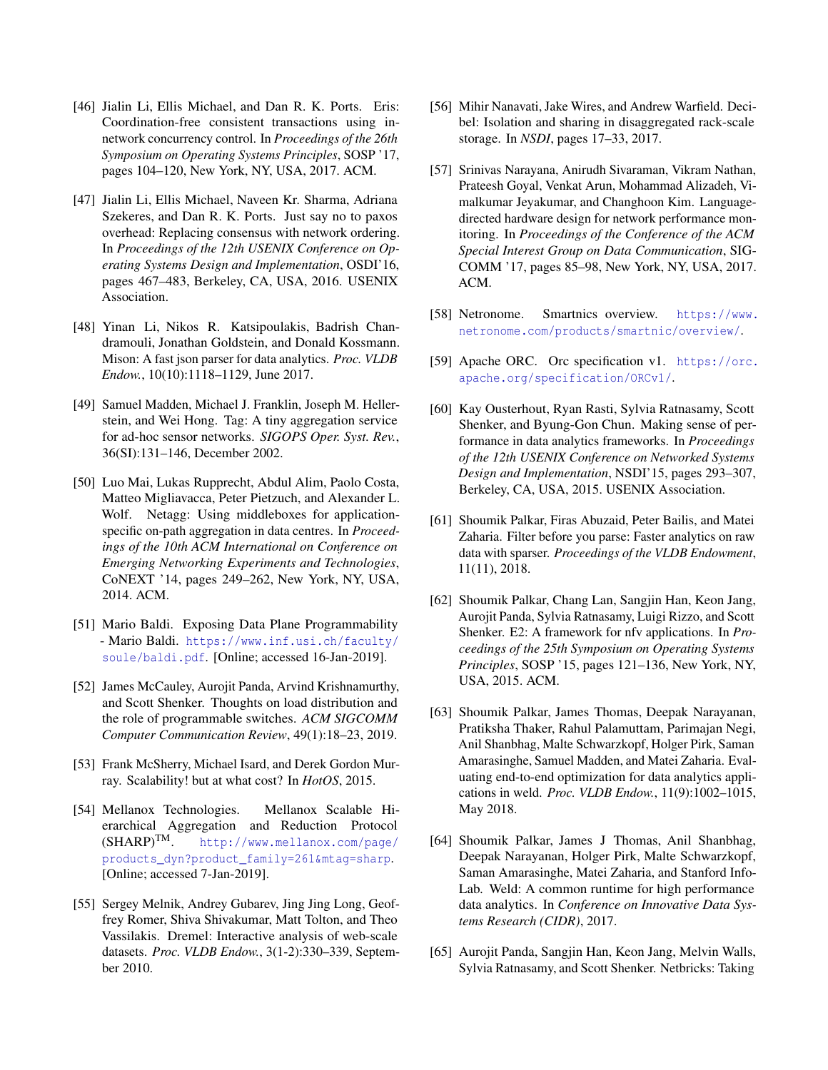[46] Jialin Li, Ellis Michael, and Dan R. K. Ports. Eris: Coordination-free consistent transactions using in-network concurrency control. In *Proceedings of the 26th Symposium on Operating Systems Principles*, SOSP '17, pages 104–120, New York, NY, USA, 2017. ACM.

[47] Jialin Li, Ellis Michael, Naveen Kr. Sharma, Adriana Szekeres, and Dan R. K. Ports. Just say no to paxos overhead: Replacing consensus with network ordering. In *Proceedings of the 12th USENIX Conference on Operating Systems Design and Implementation*, OSDI'16, pages 467–483, Berkeley, CA, USA, 2016. USENIX Association.

[48] Yinan Li, Nikos R. Katsipoulakis, Badrish Chandramouli, Jonathan Goldstein, and Donald Kossmann. Mison: A fast json parser for data analytics. *Proc. VLDB Endow.*, 10(10):1118–1129, June 2017.

[49] Samuel Madden, Michael J. Franklin, Joseph M. Hellerstein, and Wei Hong. Tag: A tiny aggregation service for ad-hoc sensor networks. *SIGOPS Oper. Syst. Rev.*, 36(SI):131–146, December 2002.

[50] Luo Mai, Lukas Rupprecht, Abdul Alim, Paolo Costa, Matteo Migliavacca, Peter Pietzuch, and Alexander L. Wolf. Netagg: Using middleboxes for application-specific on-path aggregation in data centres. In *Proceedings of the 10th ACM International on Conference on Emerging Networking Experiments and Technologies*, CoNEXT '14, pages 249–262, New York, NY, USA, 2014. ACM.

[51] Mario Baldi. Exposing Data Plane Programmability - Mario Baldi. https://www.inf.usi.ch/faculty/soule/baldi.pdf. [Online; accessed 16-Jan-2019].

[52] James McCauley, Aurojit Panda, Arvind Krishnamurthy, and Scott Shenker. Thoughts on load distribution and the role of programmable switches. *ACM SIGCOMM Computer Communication Review*, 49(1):18–23, 2019.

[53] Frank McSherry, Michael Isard, and Derek Gordon Murray. Scalability! but at what cost? In *HotOS*, 2015.

[54] Mellanox Technologies. Mellanox Scalable Hierarchical Aggregation and Reduction Protocol (SHARP)™. http://www.mellanox.com/page/products_dyn?product_family=261&mtag=sharp. [Online; accessed 7-Jan-2019].

[55] Sergey Melnik, Andrey Gubarev, Jing Jing Long, Geoffrey Romer, Shiva Shivakumar, Matt Tolton, and Theo Vassilakis. Dremel: Interactive analysis of web-scale datasets. *Proc. VLDB Endow.*, 3(1-2):330–339, September 2010.

[56] Mihir Nanavati, Jake Wires, and Andrew Warfield. Decibel: Isolation and sharing in disaggregated rack-scale storage. In *NSDI*, pages 17–33, 2017.

[57] Srinivas Narayana, Anirudh Sivaraman, Vikram Nathan, Prateesh Goyal, Venkat Arun, Mohammad Alizadeh, Vimalkumar Jeyakumar, and Changhoon Kim. Language-directed hardware design for network performance monitoring. In *Proceedings of the Conference of the ACM Special Interest Group on Data Communication*, SIGCOMM '17, pages 85–98, New York, NY, USA, 2017. ACM.

[58] Netronome. Smartnics overview. https://www.netronome.com/products/smartnic/overview/.

[59] Apache ORC. Orc specification v1. https://orc.apache.org/specification/ORCv1/.

[60] Kay Ousterhout, Ryan Rasti, Sylvia Ratnasamy, Scott Shenker, and Byung-Gon Chun. Making sense of performance in data analytics frameworks. In *Proceedings of the 12th USENIX Conference on Networked Systems Design and Implementation*, NSDI'15, pages 293–307, Berkeley, CA, USA, 2015. USENIX Association.

[61] Shoumik Palkar, Firas Abuzaid, Peter Bailis, and Matei Zaharia. Filter before you parse: Faster analytics on raw data with sparser. *Proceedings of the VLDB Endowment*, 11(11), 2018.

[62] Shoumik Palkar, Chang Lan, Sangjin Han, Keon Jang, Aurojit Panda, Sylvia Ratnasamy, Luigi Rizzo, and Scott Shenker. E2: A framework for nfv applications. In *Proceedings of the 25th Symposium on Operating Systems Principles*, SOSP '15, pages 121–136, New York, NY, USA, 2015. ACM.

[63] Shoumik Palkar, James Thomas, Deepak Narayanan, Pratiksha Thaker, Rahul Palamuttam, Parimajan Negi, Anil Shanbhag, Malte Schwarzkopf, Holger Pirk, Saman Amarasinghe, Samuel Madden, and Matei Zaharia. Evaluating end-to-end optimization for data analytics applications in weld. *Proc. VLDB Endow.*, 11(9):1002–1015, May 2018.

[64] Shoumik Palkar, James J Thomas, Anil Shanbhag, Deepak Narayanan, Holger Pirk, Malte Schwarzkopf, Saman Amarasinghe, Matei Zaharia, and Stanford InfoLab. Weld: A common runtime for high performance data analytics. In *Conference on Innovative Data Systems Research (CIDR)*, 2017.

[65] Aurojit Panda, Sangjin Han, Keon Jang, Melvin Walls, Sylvia Ratnasamy, and Scott Shenker. Netbricks: Taking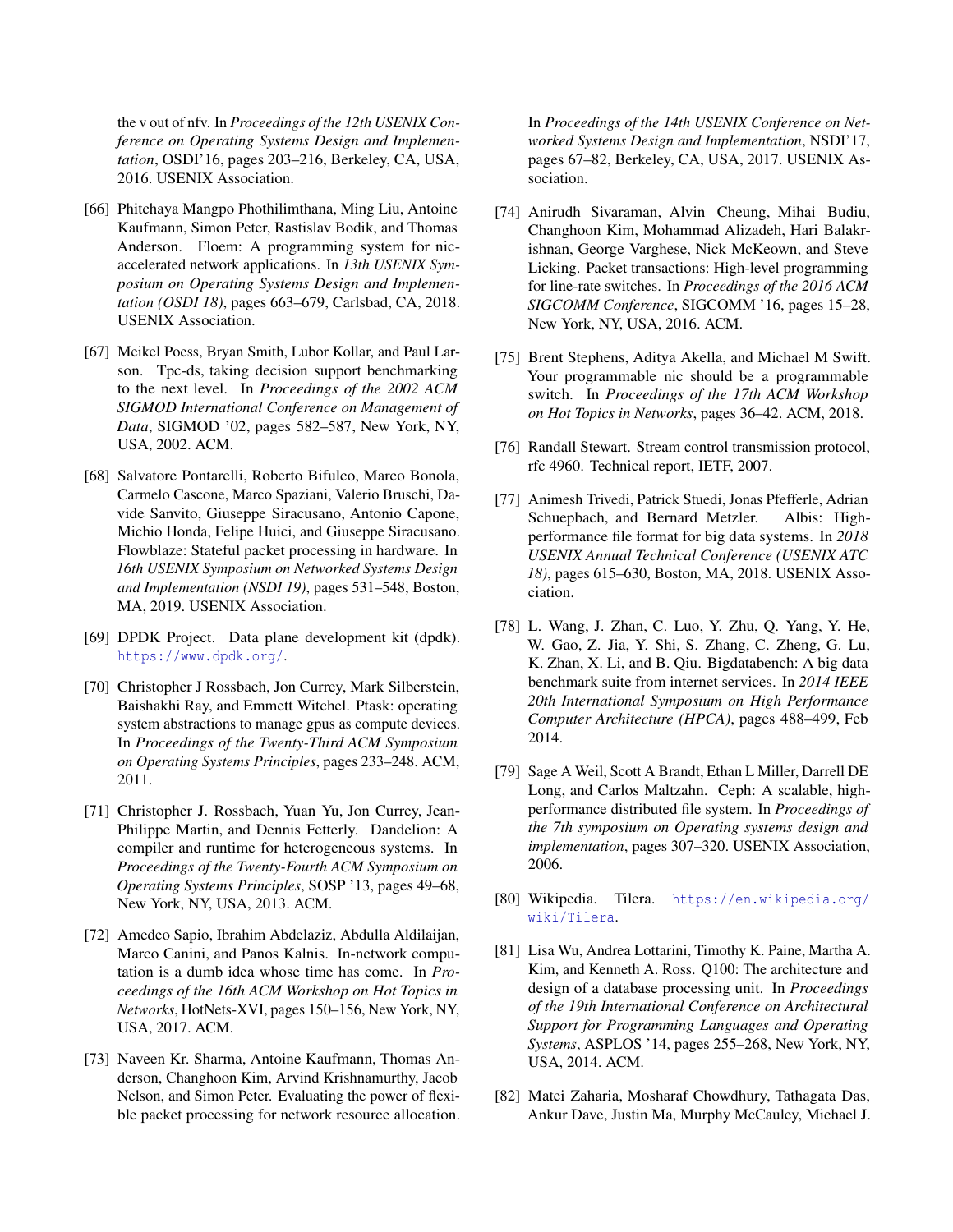the v out of nfv. In *Proceedings of the 12th USENIX Conference on Operating Systems Design and Implementation*, OSDI'16, pages 203–216, Berkeley, CA, USA, 2016. USENIX Association.

[66] Phitchaya Mangpo Phothilimthana, Ming Liu, Antoine Kaufmann, Simon Peter, Rastislav Bodik, and Thomas Anderson. Floem: A programming system for nic-accelerated network applications. In *13th USENIX Symposium on Operating Systems Design and Implementation (OSDI 18)*, pages 663–679, Carlsbad, CA, 2018. USENIX Association.

[67] Meikel Poess, Bryan Smith, Lubor Kollar, and Paul Larson. Tpc-ds, taking decision support benchmarking to the next level. In *Proceedings of the 2002 ACM SIGMOD International Conference on Management of Data*, SIGMOD '02, pages 582–587, New York, NY, USA, 2002. ACM.

[68] Salvatore Pontarelli, Roberto Bifulco, Marco Bonola, Carmelo Cascone, Marco Spaziani, Valerio Bruschi, Davide Sanvito, Giuseppe Siracusano, Antonio Capone, Michio Honda, Felipe Huici, and Giuseppe Siracusano. Flowblaze: Stateful packet processing in hardware. In *16th USENIX Symposium on Networked Systems Design and Implementation (NSDI 19)*, pages 531–548, Boston, MA, 2019. USENIX Association.

[69] DPDK Project. Data plane development kit (dpdk). https://www.dpdk.org/.

[70] Christopher J Rossbach, Jon Currey, Mark Silberstein, Baishakhi Ray, and Emmett Witchel. Ptask: operating system abstractions to manage gpus as compute devices. In *Proceedings of the Twenty-Third ACM Symposium on Operating Systems Principles*, pages 233–248. ACM, 2011.

[71] Christopher J. Rossbach, Yuan Yu, Jon Currey, Jean-Philippe Martin, and Dennis Fetterly. Dandelion: A compiler and runtime for heterogeneous systems. In *Proceedings of the Twenty-Fourth ACM Symposium on Operating Systems Principles*, SOSP '13, pages 49–68, New York, NY, USA, 2013. ACM.

[72] Amedeo Sapio, Ibrahim Abdelaziz, Abdulla Aldilaijan, Marco Canini, and Panos Kalnis. In-network computation is a dumb idea whose time has come. In *Proceedings of the 16th ACM Workshop on Hot Topics in Networks*, HotNets-XVI, pages 150–156, New York, NY, USA, 2017. ACM.

[73] Naveen Kr. Sharma, Antoine Kaufmann, Thomas Anderson, Changhoon Kim, Arvind Krishnamurthy, Jacob Nelson, and Simon Peter. Evaluating the power of flexible packet processing for network resource allocation. In *Proceedings of the 14th USENIX Conference on Networked Systems Design and Implementation*, NSDI'17, pages 67–82, Berkeley, CA, USA, 2017. USENIX Association.

[74] Anirudh Sivaraman, Alvin Cheung, Mihai Budiu, Changhoon Kim, Mohammad Alizadeh, Hari Balakrishnan, George Varghese, Nick McKeown, and Steve Licking. Packet transactions: High-level programming for line-rate switches. In *Proceedings of the 2016 ACM SIGCOMM Conference*, SIGCOMM '16, pages 15–28, New York, NY, USA, 2016. ACM.

[75] Brent Stephens, Aditya Akella, and Michael M Swift. Your programmable nic should be a programmable switch. In *Proceedings of the 17th ACM Workshop on Hot Topics in Networks*, pages 36–42. ACM, 2018.

[76] Randall Stewart. Stream control transmission protocol, rfc 4960. Technical report, IETF, 2007.

[77] Animesh Trivedi, Patrick Stuedi, Jonas Pfefferle, Adrian Schuepbach, and Bernard Metzler. Albis: High-performance file format for big data systems. In *2018 USENIX Annual Technical Conference (USENIX ATC 18)*, pages 615–630, Boston, MA, 2018. USENIX Association.

[78] L. Wang, J. Zhan, C. Luo, Y. Zhu, Q. Yang, Y. He, W. Gao, Z. Jia, Y. Shi, S. Zhang, C. Zheng, G. Lu, K. Zhan, X. Li, and B. Qiu. Bigdatabench: A big data benchmark suite from internet services. In *2014 IEEE 20th International Symposium on High Performance Computer Architecture (HPCA)*, pages 488–499, Feb 2014.

[79] Sage A Weil, Scott A Brandt, Ethan L Miller, Darrell DE Long, and Carlos Maltzahn. Ceph: A scalable, high-performance distributed file system. In *Proceedings of the 7th symposium on Operating systems design and implementation*, pages 307–320. USENIX Association, 2006.

[80] Wikipedia. Tilera. https://en.wikipedia.org/wiki/Tilera.

[81] Lisa Wu, Andrea Lottarini, Timothy K. Paine, Martha A. Kim, and Kenneth A. Ross. Q100: The architecture and design of a database processing unit. In *Proceedings of the 19th International Conference on Architectural Support for Programming Languages and Operating Systems*, ASPLOS '14, pages 255–268, New York, NY, USA, 2014. ACM.

[82] Matei Zaharia, Mosharaf Chowdhury, Tathagata Das, Ankur Dave, Justin Ma, Murphy McCauley, Michael J.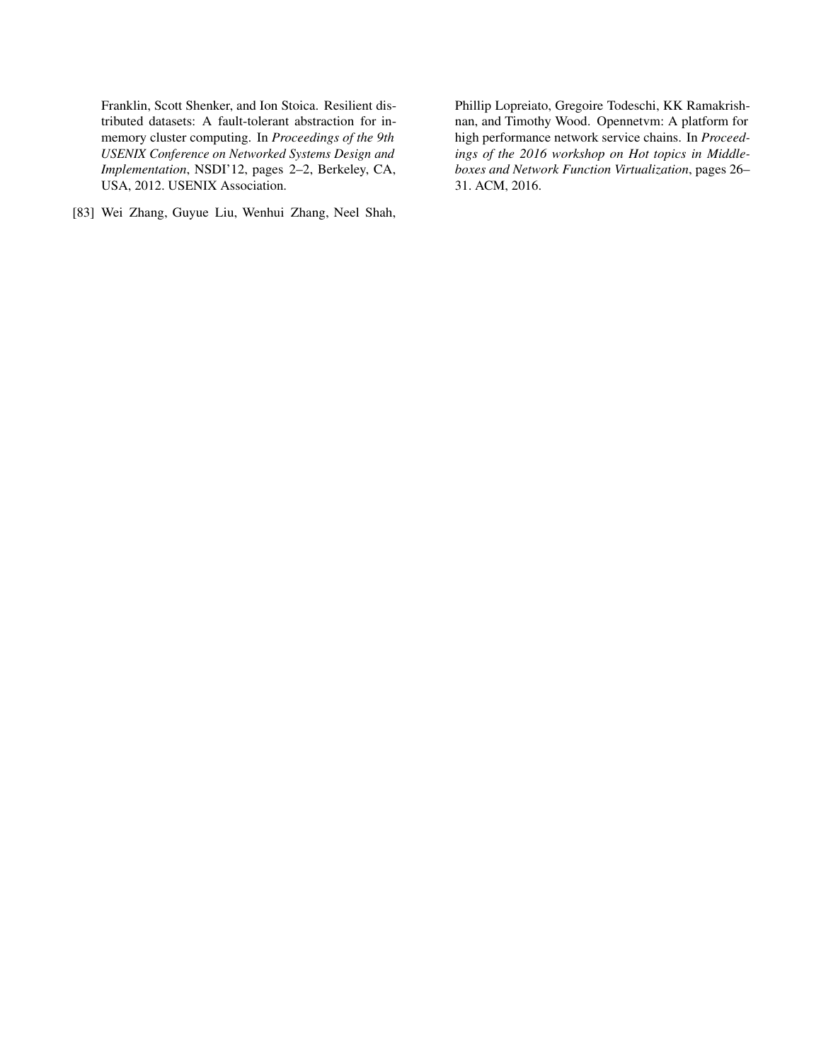Franklin, Scott Shenker, and Ion Stoica. Resilient distributed datasets: A fault-tolerant abstraction for inmemory cluster computing. In *Proceedings of the 9th USENIX Conference on Networked Systems Design and Implementation*, NSDI'12, pages 2–2, Berkeley, CA, USA, 2012. USENIX Association.

[83] Wei Zhang, Guyue Liu, Wenhui Zhang, Neel Shah, Phillip Lopreiato, Gregoire Todeschi, KK Ramakrishnan, and Timothy Wood. Opennetvm: A platform for high performance network service chains. In *Proceedings of the 2016 workshop on Hot topics in Middleboxes and Network Function Virtualization*, pages 26–31. ACM, 2016.